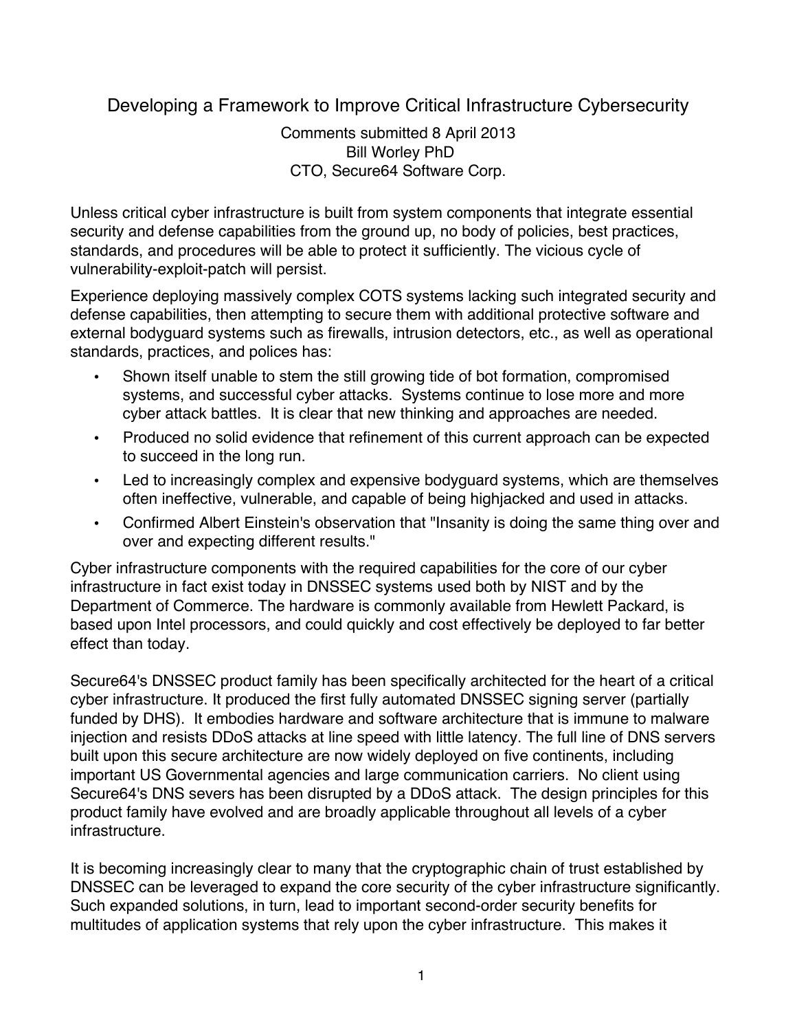# Developing a Framework to Improve Critical Infrastructure Cybersecurity

Comments submitted 8 April 2013
Bill Worley PhD
CTO, Secure64 Software Corp.

Unless critical cyber infrastructure is built from system components that integrate essential security and defense capabilities from the ground up, no body of policies, best practices, standards, and procedures will be able to protect it sufficiently. The vicious cycle of vulnerability-exploit-patch will persist.

Experience deploying massively complex COTS systems lacking such integrated security and defense capabilities, then attempting to secure them with additional protective software and external bodyguard systems such as firewalls, intrusion detectors, etc., as well as operational standards, practices, and polices has:

- Shown itself unable to stem the still growing tide of bot formation, compromised systems, and successful cyber attacks. Systems continue to lose more and more cyber attack battles. It is clear that new thinking and approaches are needed.
- Produced no solid evidence that refinement of this current approach can be expected to succeed in the long run.
- Led to increasingly complex and expensive bodyguard systems, which are themselves often ineffective, vulnerable, and capable of being highjacked and used in attacks.
- Confirmed Albert Einstein's observation that "Insanity is doing the same thing over and over and expecting different results."

Cyber infrastructure components with the required capabilities for the core of our cyber infrastructure in fact exist today in DNSSEC systems used both by NIST and by the Department of Commerce. The hardware is commonly available from Hewlett Packard, is based upon Intel processors, and could quickly and cost effectively be deployed to far better effect than today.

Secure64's DNSSEC product family has been specifically architected for the heart of a critical cyber infrastructure. It produced the first fully automated DNSSEC signing server (partially funded by DHS). It embodies hardware and software architecture that is immune to malware injection and resists DDoS attacks at line speed with little latency. The full line of DNS servers built upon this secure architecture are now widely deployed on five continents, including important US Governmental agencies and large communication carriers. No client using Secure64's DNS severs has been disrupted by a DDoS attack. The design principles for this product family have evolved and are broadly applicable throughout all levels of a cyber infrastructure.

It is becoming increasingly clear to many that the cryptographic chain of trust established by DNSSEC can be leveraged to expand the core security of the cyber infrastructure significantly. Such expanded solutions, in turn, lead to important second-order security benefits for multitudes of application systems that rely upon the cyber infrastructure. This makes it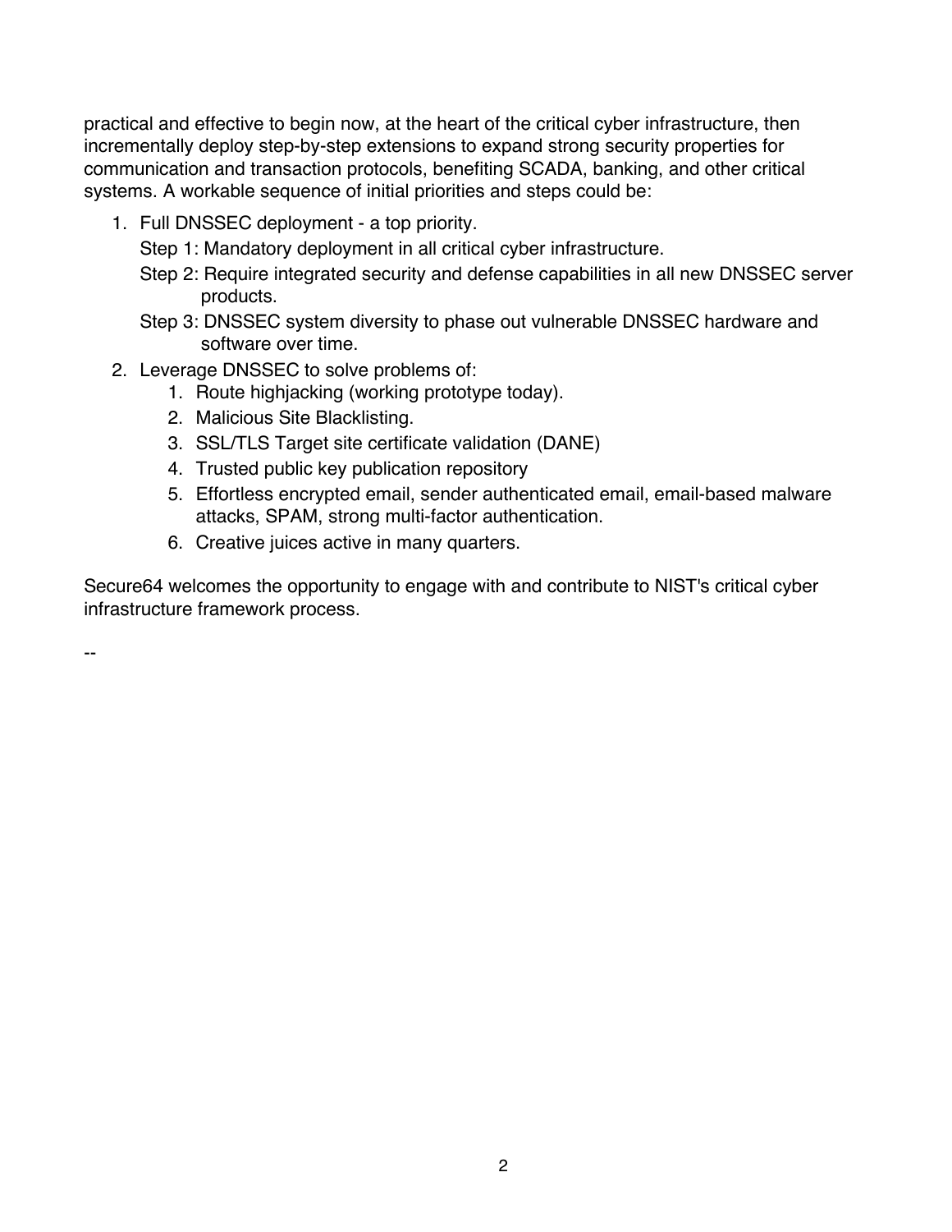practical and effective to begin now, at the heart of the critical cyber infrastructure, then incrementally deploy step-by-step extensions to expand strong security properties for communication and transaction protocols, benefiting SCADA, banking, and other critical systems. A workable sequence of initial priorities and steps could be:

1. Full DNSSEC deployment - a top priority.
   Step 1: Mandatory deployment in all critical cyber infrastructure.
   Step 2: Require integrated security and defense capabilities in all new DNSSEC server products.
   Step 3: DNSSEC system diversity to phase out vulnerable DNSSEC hardware and software over time.
2. Leverage DNSSEC to solve problems of:
   1. Route highjacking (working prototype today).
   2. Malicious Site Blacklisting.
   3. SSL/TLS Target site certificate validation (DANE)
   4. Trusted public key publication repository
   5. Effortless encrypted email, sender authenticated email, email-based malware attacks, SPAM, strong multi-factor authentication.
   6. Creative juices active in many quarters.

Secure64 welcomes the opportunity to engage with and contribute to NIST's critical cyber infrastructure framework process.

--